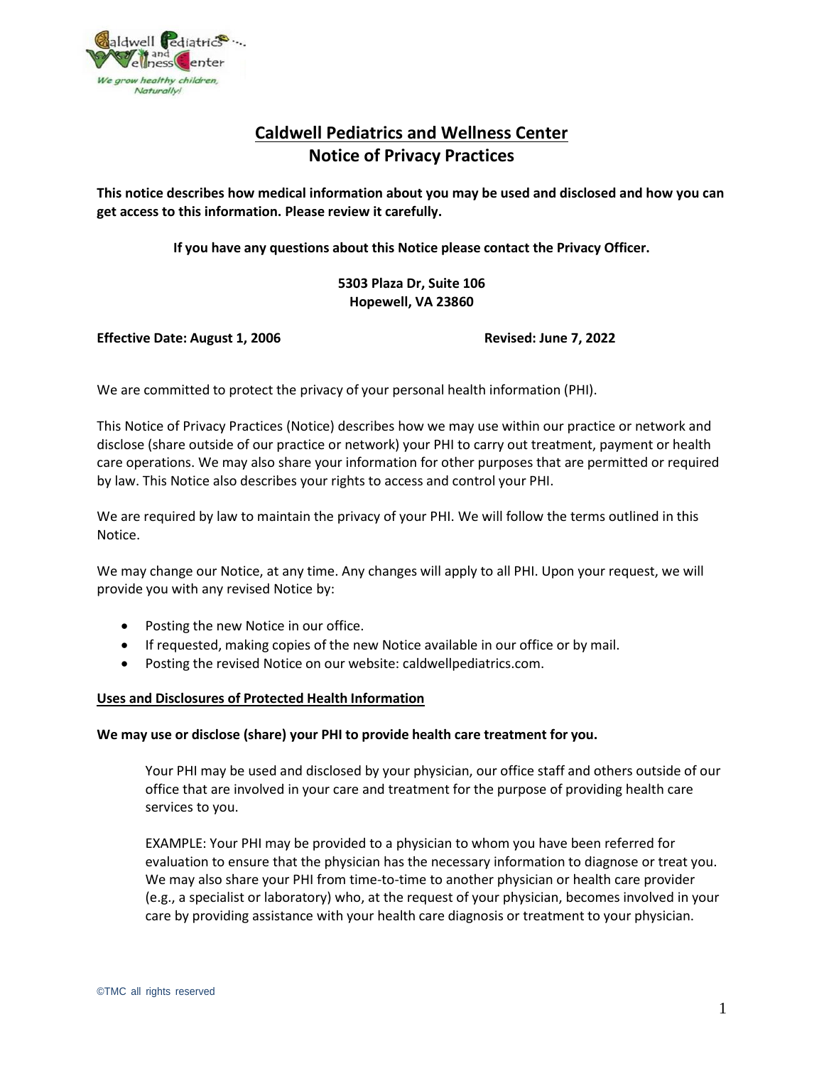# Caldwell Pediatrics and Wellness Center
## Notice of Privacy Practices

**This notice describes how medical information about you may be used and disclosed and how you can get access to this information. Please review it carefully.**

**If you have any questions about this Notice please contact the Privacy Officer.**

**5303 Plaza Dr, Suite 106**
**Hopewell, VA 23860**

**Effective Date: August 1, 2006** **Revised: June 7, 2022**

We are committed to protect the privacy of your personal health information (PHI).

This Notice of Privacy Practices (Notice) describes how we may use within our practice or network and disclose (share outside of our practice or network) your PHI to carry out treatment, payment or health care operations. We may also share your information for other purposes that are permitted or required by law. This Notice also describes your rights to access and control your PHI.

We are required by law to maintain the privacy of your PHI. We will follow the terms outlined in this Notice.

We may change our Notice, at any time. Any changes will apply to all PHI. Upon your request, we will provide you with any revised Notice by:

- Posting the new Notice in our office.
- If requested, making copies of the new Notice available in our office or by mail.
- Posting the revised Notice on our website: caldwellpediatrics.com.

### Uses and Disclosures of Protected Health Information

**We may use or disclose (share) your PHI to provide health care treatment for you.**

Your PHI may be used and disclosed by your physician, our office staff and others outside of our office that are involved in your care and treatment for the purpose of providing health care services to you.

EXAMPLE: Your PHI may be provided to a physician to whom you have been referred for evaluation to ensure that the physician has the necessary information to diagnose or treat you. We may also share your PHI from time-to-time to another physician or health care provider (e.g., a specialist or laboratory) who, at the request of your physician, becomes involved in your care by providing assistance with your health care diagnosis or treatment to your physician.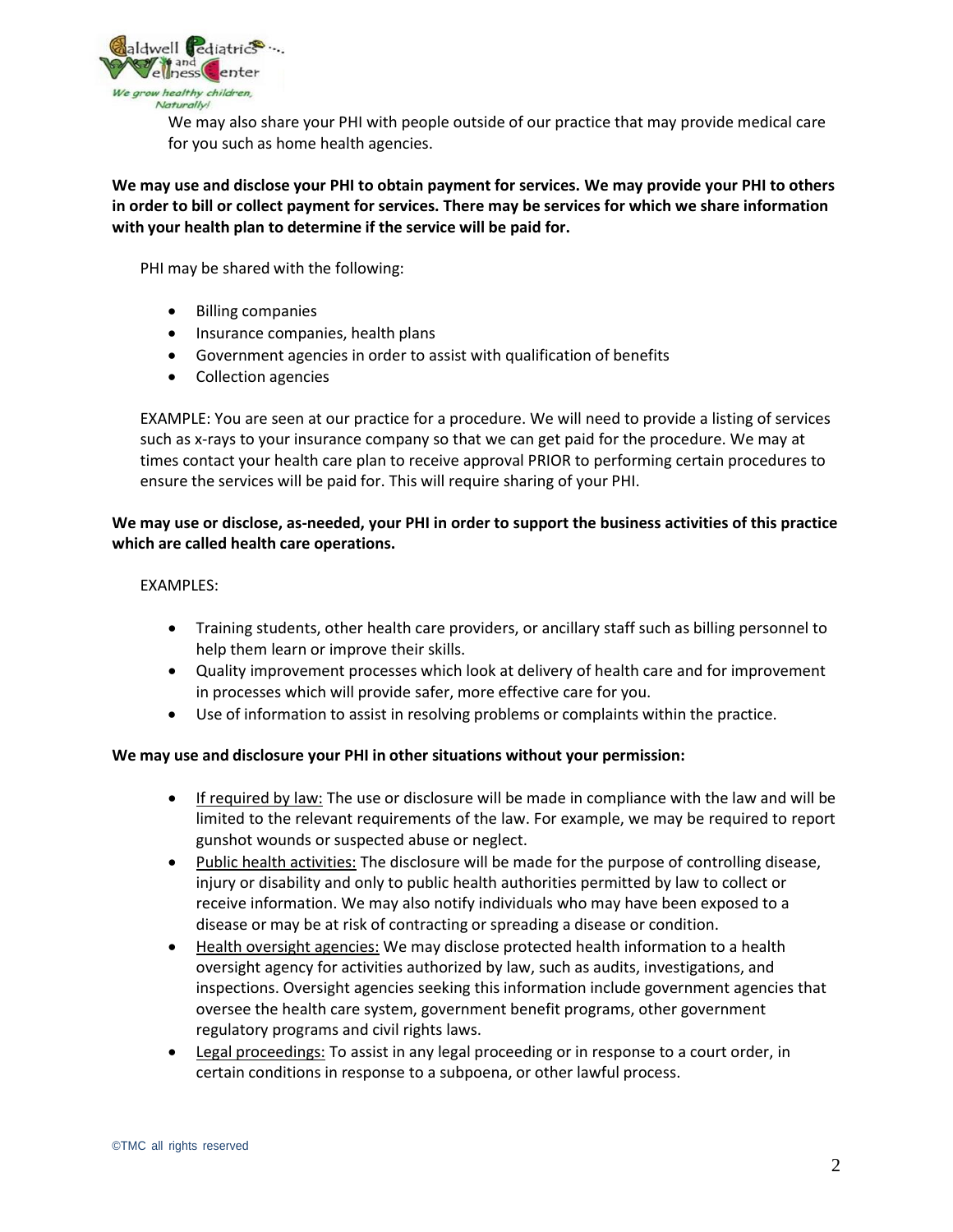We may also share your PHI with people outside of our practice that may provide medical care for you such as home health agencies.

**We may use and disclose your PHI to obtain payment for services. We may provide your PHI to others in order to bill or collect payment for services. There may be services for which we share information with your health plan to determine if the service will be paid for.**

PHI may be shared with the following:

- Billing companies
- Insurance companies, health plans
- Government agencies in order to assist with qualification of benefits
- Collection agencies

EXAMPLE: You are seen at our practice for a procedure. We will need to provide a listing of services such as x-rays to your insurance company so that we can get paid for the procedure. We may at times contact your health care plan to receive approval PRIOR to performing certain procedures to ensure the services will be paid for. This will require sharing of your PHI.

**We may use or disclose, as-needed, your PHI in order to support the business activities of this practice which are called health care operations.**

EXAMPLES:

- Training students, other health care providers, or ancillary staff such as billing personnel to help them learn or improve their skills.
- Quality improvement processes which look at delivery of health care and for improvement in processes which will provide safer, more effective care for you.
- Use of information to assist in resolving problems or complaints within the practice.

**We may use and disclosure your PHI in other situations without your permission:**

- <u>If required by law:</u> The use or disclosure will be made in compliance with the law and will be limited to the relevant requirements of the law. For example, we may be required to report gunshot wounds or suspected abuse or neglect.
- <u>Public health activities:</u> The disclosure will be made for the purpose of controlling disease, injury or disability and only to public health authorities permitted by law to collect or receive information. We may also notify individuals who may have been exposed to a disease or may be at risk of contracting or spreading a disease or condition.
- <u>Health oversight agencies:</u> We may disclose protected health information to a health oversight agency for activities authorized by law, such as audits, investigations, and inspections. Oversight agencies seeking this information include government agencies that oversee the health care system, government benefit programs, other government regulatory programs and civil rights laws.
- <u>Legal proceedings:</u> To assist in any legal proceeding or in response to a court order, in certain conditions in response to a subpoena, or other lawful process.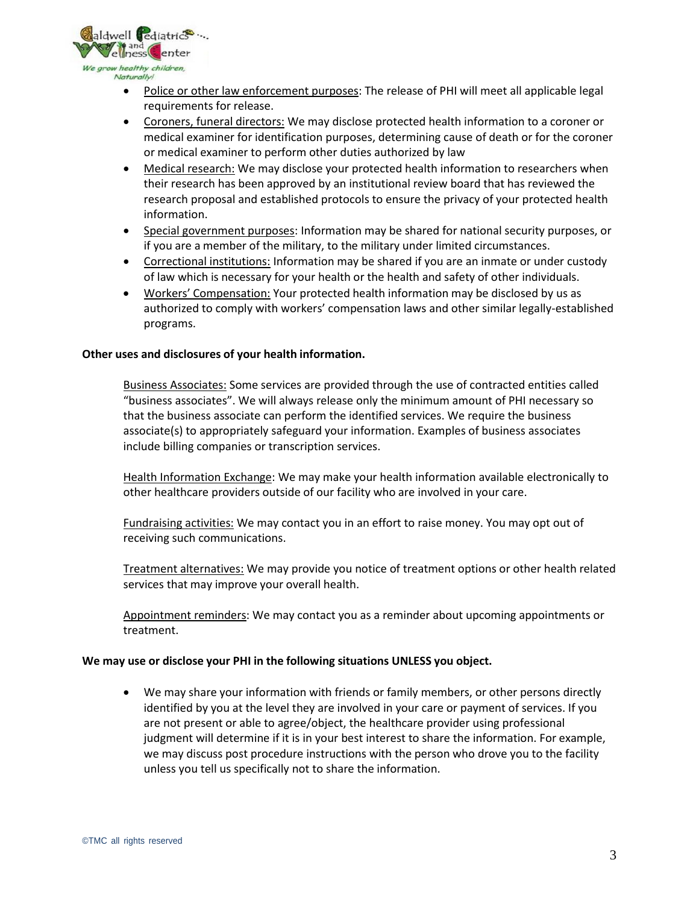- Police or other law enforcement purposes: The release of PHI will meet all applicable legal requirements for release.
- Coroners, funeral directors: We may disclose protected health information to a coroner or medical examiner for identification purposes, determining cause of death or for the coroner or medical examiner to perform other duties authorized by law
- Medical research: We may disclose your protected health information to researchers when their research has been approved by an institutional review board that has reviewed the research proposal and established protocols to ensure the privacy of your protected health information.
- Special government purposes: Information may be shared for national security purposes, or if you are a member of the military, to the military under limited circumstances.
- Correctional institutions: Information may be shared if you are an inmate or under custody of law which is necessary for your health or the health and safety of other individuals.
- Workers' Compensation: Your protected health information may be disclosed by us as authorized to comply with workers' compensation laws and other similar legally-established programs.

**Other uses and disclosures of your health information.**

Business Associates: Some services are provided through the use of contracted entities called "business associates". We will always release only the minimum amount of PHI necessary so that the business associate can perform the identified services. We require the business associate(s) to appropriately safeguard your information. Examples of business associates include billing companies or transcription services.

Health Information Exchange: We may make your health information available electronically to other healthcare providers outside of our facility who are involved in your care.

Fundraising activities: We may contact you in an effort to raise money. You may opt out of receiving such communications.

Treatment alternatives: We may provide you notice of treatment options or other health related services that may improve your overall health.

Appointment reminders: We may contact you as a reminder about upcoming appointments or treatment.

**We may use or disclose your PHI in the following situations UNLESS you object.**

- We may share your information with friends or family members, or other persons directly identified by you at the level they are involved in your care or payment of services. If you are not present or able to agree/object, the healthcare provider using professional judgment will determine if it is in your best interest to share the information. For example, we may discuss post procedure instructions with the person who drove you to the facility unless you tell us specifically not to share the information.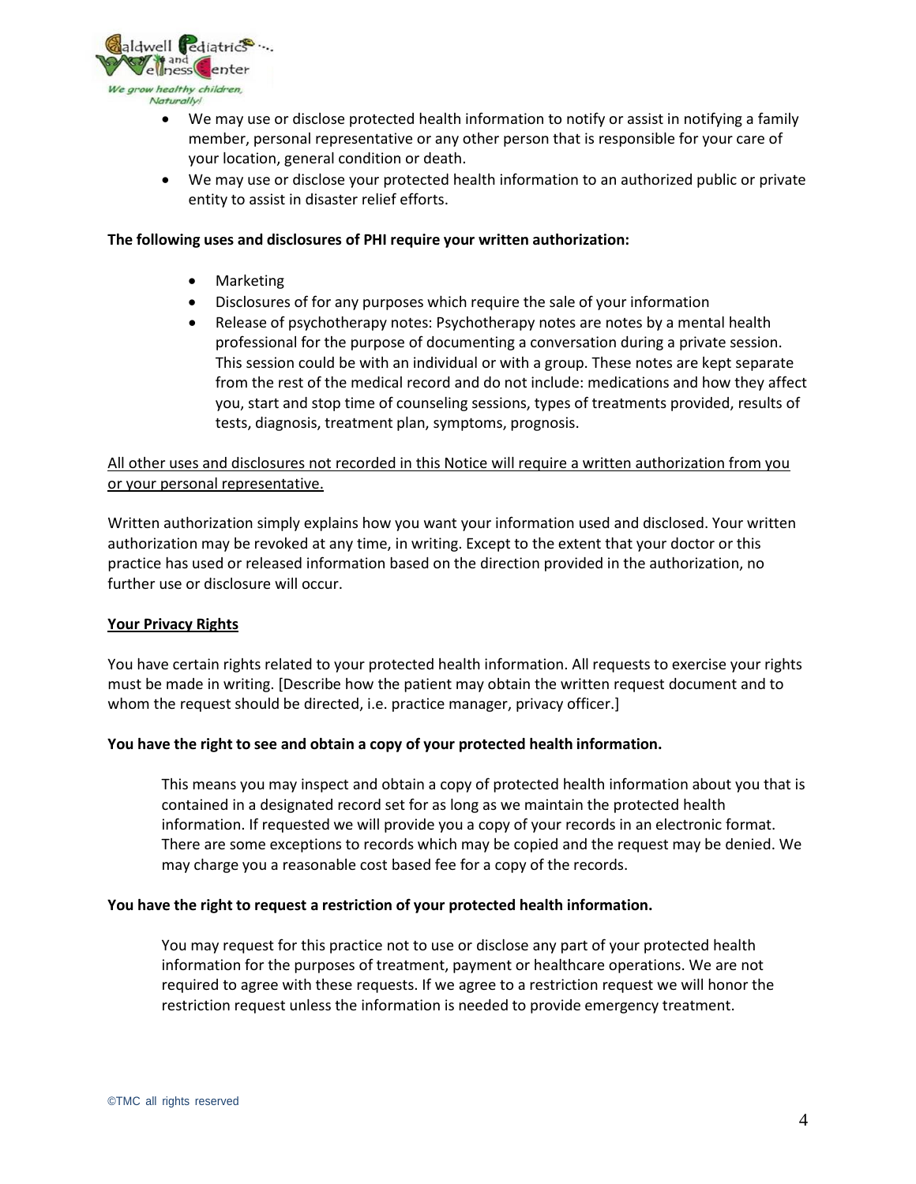- We may use or disclose protected health information to notify or assist in notifying a family member, personal representative or any other person that is responsible for your care of your location, general condition or death.
- We may use or disclose your protected health information to an authorized public or private entity to assist in disaster relief efforts.

**The following uses and disclosures of PHI require your written authorization:**

- Marketing
- Disclosures of for any purposes which require the sale of your information
- Release of psychotherapy notes: Psychotherapy notes are notes by a mental health professional for the purpose of documenting a conversation during a private session. This session could be with an individual or with a group. These notes are kept separate from the rest of the medical record and do not include: medications and how they affect you, start and stop time of counseling sessions, types of treatments provided, results of tests, diagnosis, treatment plan, symptoms, prognosis.

<u>All other uses and disclosures not recorded in this Notice will require a written authorization from you or your personal representative.</u>

Written authorization simply explains how you want your information used and disclosed. Your written authorization may be revoked at any time, in writing. Except to the extent that your doctor or this practice has used or released information based on the direction provided in the authorization, no further use or disclosure will occur.

## <u>Your Privacy Rights</u>

You have certain rights related to your protected health information. All requests to exercise your rights must be made in writing. [Describe how the patient may obtain the written request document and to whom the request should be directed, i.e. practice manager, privacy officer.]

**You have the right to see and obtain a copy of your protected health information.**

This means you may inspect and obtain a copy of protected health information about you that is contained in a designated record set for as long as we maintain the protected health information. If requested we will provide you a copy of your records in an electronic format. There are some exceptions to records which may be copied and the request may be denied. We may charge you a reasonable cost based fee for a copy of the records.

**You have the right to request a restriction of your protected health information.**

You may request for this practice not to use or disclose any part of your protected health information for the purposes of treatment, payment or healthcare operations. We are not required to agree with these requests. If we agree to a restriction request we will honor the restriction request unless the information is needed to provide emergency treatment.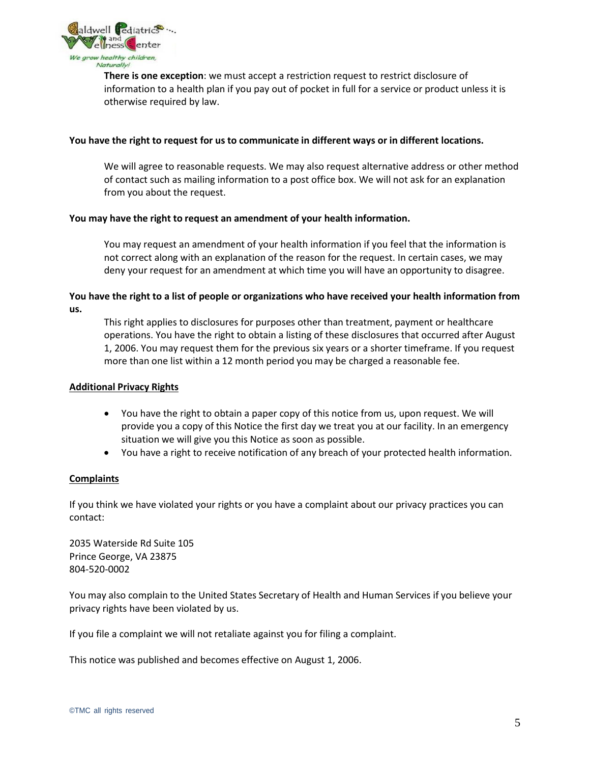**There is one exception**: we must accept a restriction request to restrict disclosure of information to a health plan if you pay out of pocket in full for a service or product unless it is otherwise required by law.

**You have the right to request for us to communicate in different ways or in different locations.**

We will agree to reasonable requests. We may also request alternative address or other method of contact such as mailing information to a post office box. We will not ask for an explanation from you about the request.

**You may have the right to request an amendment of your health information.**

You may request an amendment of your health information if you feel that the information is not correct along with an explanation of the reason for the request. In certain cases, we may deny your request for an amendment at which time you will have an opportunity to disagree.

**You have the right to a list of people or organizations who have received your health information from us.**

This right applies to disclosures for purposes other than treatment, payment or healthcare operations. You have the right to obtain a listing of these disclosures that occurred after August 1, 2006. You may request them for the previous six years or a shorter timeframe. If you request more than one list within a 12 month period you may be charged a reasonable fee.

**Additional Privacy Rights**

- You have the right to obtain a paper copy of this notice from us, upon request. We will provide you a copy of this Notice the first day we treat you at our facility. In an emergency situation we will give you this Notice as soon as possible.
- You have a right to receive notification of any breach of your protected health information.

**Complaints**

If you think we have violated your rights or you have a complaint about our privacy practices you can contact:

2035 Waterside Rd Suite 105
Prince George, VA 23875
804-520-0002

You may also complain to the United States Secretary of Health and Human Services if you believe your privacy rights have been violated by us.

If you file a complaint we will not retaliate against you for filing a complaint.

This notice was published and becomes effective on August 1, 2006.

©TMC all rights reserved